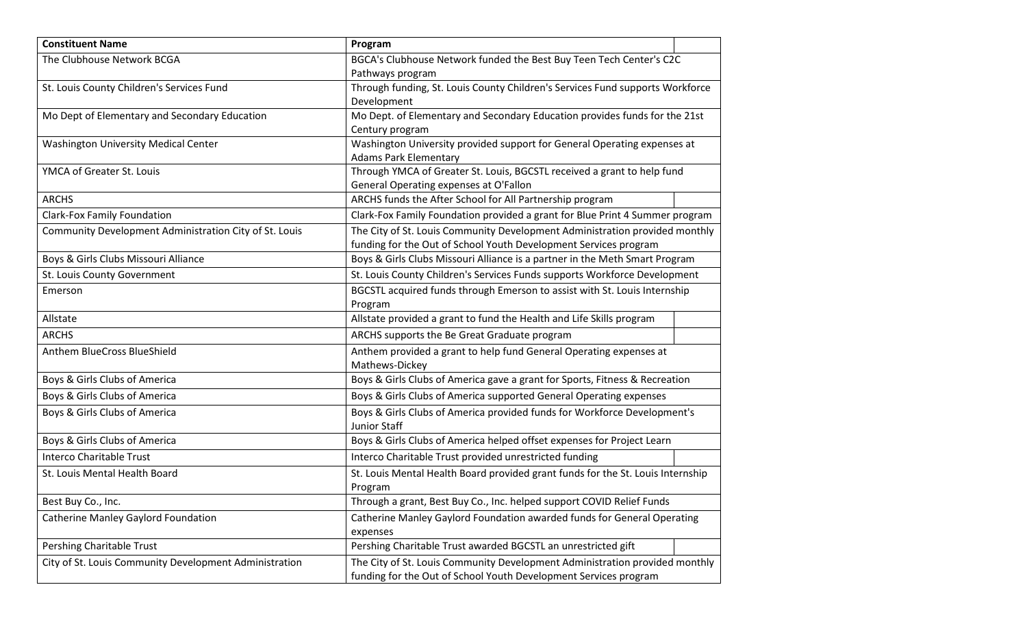| Constituent Name | Program |
| --- | --- |
| The Clubhouse Network BCGA | BGCA's Clubhouse Network funded the Best Buy Teen Tech Center's C2C Pathways program |
| St. Louis County Children's Services Fund | Through funding, St. Louis County Children's Services Fund supports Workforce Development |
| Mo Dept of Elementary and Secondary Education | Mo Dept. of Elementary and Secondary Education provides funds for the 21st Century program |
| Washington University Medical Center | Washington University provided support for General Operating expenses at Adams Park Elementary |
| YMCA of Greater St. Louis | Through YMCA of Greater St. Louis, BGCSTL received a grant to help fund General Operating expenses at O'Fallon |
| ARCHS | ARCHS funds the After School for All Partnership program |
| Clark-Fox Family Foundation | Clark-Fox Family Foundation provided a grant for Blue Print 4 Summer program |
| Community Development Administration City of St. Louis | The City of St. Louis Community Development Administration provided monthly funding for the Out of School Youth Development Services program |
| Boys & Girls Clubs Missouri Alliance | Boys & Girls Clubs Missouri Alliance is a partner in the Meth Smart Program |
| St. Louis County Government | St. Louis County Children's Services Funds supports Workforce Development |
| Emerson | BGCSTL acquired funds through Emerson to assist with St. Louis Internship Program |
| Allstate | Allstate provided a grant to fund the Health and Life Skills program |
| ARCHS | ARCHS supports the Be Great Graduate program |
| Anthem BlueCross BlueShield | Anthem provided a grant to help fund General Operating expenses at Mathews-Dickey |
| Boys & Girls Clubs of America | Boys & Girls Clubs of America gave a grant for Sports, Fitness & Recreation |
| Boys & Girls Clubs of America | Boys & Girls Clubs of America supported General Operating expenses |
| Boys & Girls Clubs of America | Boys & Girls Clubs of America provided funds for Workforce Development's Junior Staff |
| Boys & Girls Clubs of America | Boys & Girls Clubs of America helped offset expenses for Project Learn |
| Interco Charitable Trust | Interco Charitable Trust provided unrestricted funding |
| St. Louis Mental Health Board | St. Louis Mental Health Board provided grant funds for the St. Louis Internship Program |
| Best Buy Co., Inc. | Through a grant, Best Buy Co., Inc. helped support COVID Relief Funds |
| Catherine Manley Gaylord Foundation | Catherine Manley Gaylord Foundation awarded funds for General Operating expenses |
| Pershing Charitable Trust | Pershing Charitable Trust awarded BGCSTL an unrestricted gift |
| City of St. Louis Community Development Administration | The City of St. Louis Community Development Administration provided monthly funding for the Out of School Youth Development Services program |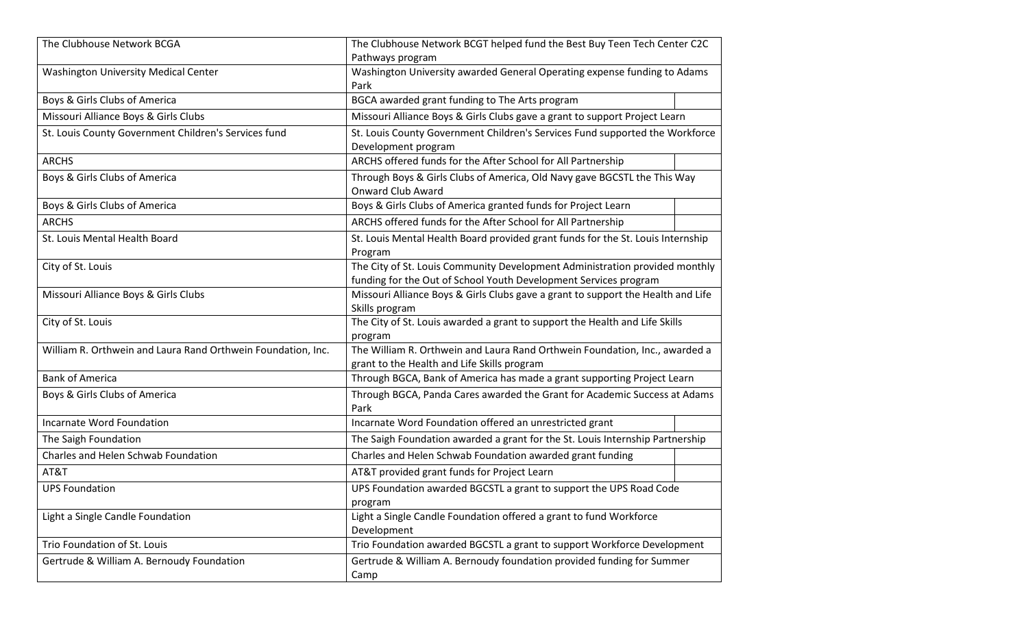| The Clubhouse Network BCGA | The Clubhouse Network BCGT helped fund the Best Buy Teen Tech Center C2C Pathways program |
| --- | --- |
| Washington University Medical Center | Washington University awarded General Operating expense funding to Adams Park |
| Boys & Girls Clubs of America | BGCA awarded grant funding to The Arts program |
| Missouri Alliance Boys & Girls Clubs | Missouri Alliance Boys & Girls Clubs gave a grant to support Project Learn |
| St. Louis County Government Children's Services fund | St. Louis County Government Children's Services Fund supported the Workforce Development program |
| ARCHS | ARCHS offered funds for the After School for All Partnership |
| Boys & Girls Clubs of America | Through Boys & Girls Clubs of America, Old Navy gave BGCSTL the This Way Onward Club Award |
| Boys & Girls Clubs of America | Boys & Girls Clubs of America granted funds for Project Learn |
| ARCHS | ARCHS offered funds for the After School for All Partnership |
| St. Louis Mental Health Board | St. Louis Mental Health Board provided grant funds for the St. Louis Internship Program |
| City of St. Louis | The City of St. Louis Community Development Administration provided monthly funding for the Out of School Youth Development Services program |
| Missouri Alliance Boys & Girls Clubs | Missouri Alliance Boys & Girls Clubs gave a grant to support the Health and Life Skills program |
| City of St. Louis | The City of St. Louis awarded a grant to support the Health and Life Skills program |
| William R. Orthwein and Laura Rand Orthwein Foundation, Inc. | The William R. Orthwein and Laura Rand Orthwein Foundation, Inc., awarded a grant to the Health and Life Skills program |
| Bank of America | Through BGCA, Bank of America has made a grant supporting Project Learn |
| Boys & Girls Clubs of America | Through BGCA, Panda Cares awarded the Grant for Academic Success at Adams Park |
| Incarnate Word Foundation | Incarnate Word Foundation offered an unrestricted grant |
| The Saigh Foundation | The Saigh Foundation awarded a grant for the St. Louis Internship Partnership |
| Charles and Helen Schwab Foundation | Charles and Helen Schwab Foundation awarded grant funding |
| AT&T | AT&T provided grant funds for Project Learn |
| UPS Foundation | UPS Foundation awarded BGCSTL a grant to support the UPS Road Code program |
| Light a Single Candle Foundation | Light a Single Candle Foundation offered a grant to fund Workforce Development |
| Trio Foundation of St. Louis | Trio Foundation awarded BGCSTL a grant to support Workforce Development |
| Gertrude & William A. Bernoudy Foundation | Gertrude & William A. Bernoudy foundation provided funding for Summer Camp |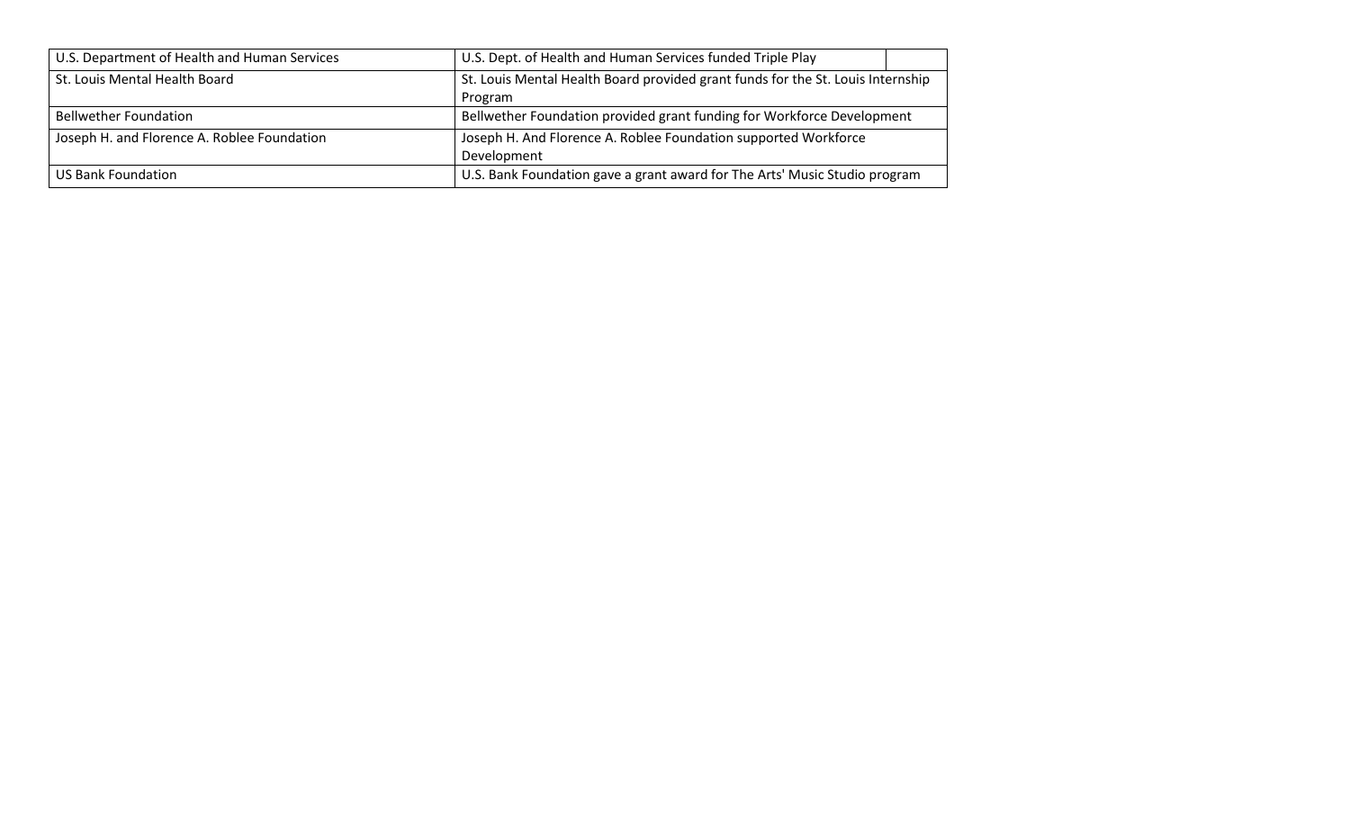| | |
|---|---|
| U.S. Department of Health and Human Services | U.S. Dept. of Health and Human Services funded Triple Play |
| St. Louis Mental Health Board | St. Louis Mental Health Board provided grant funds for the St. Louis Internship Program |
| Bellwether Foundation | Bellwether Foundation provided grant funding for Workforce Development |
| Joseph H. and Florence A. Roblee Foundation | Joseph H. And Florence A. Roblee Foundation supported Workforce Development |
| US Bank Foundation | U.S. Bank Foundation gave a grant award for The Arts' Music Studio program |